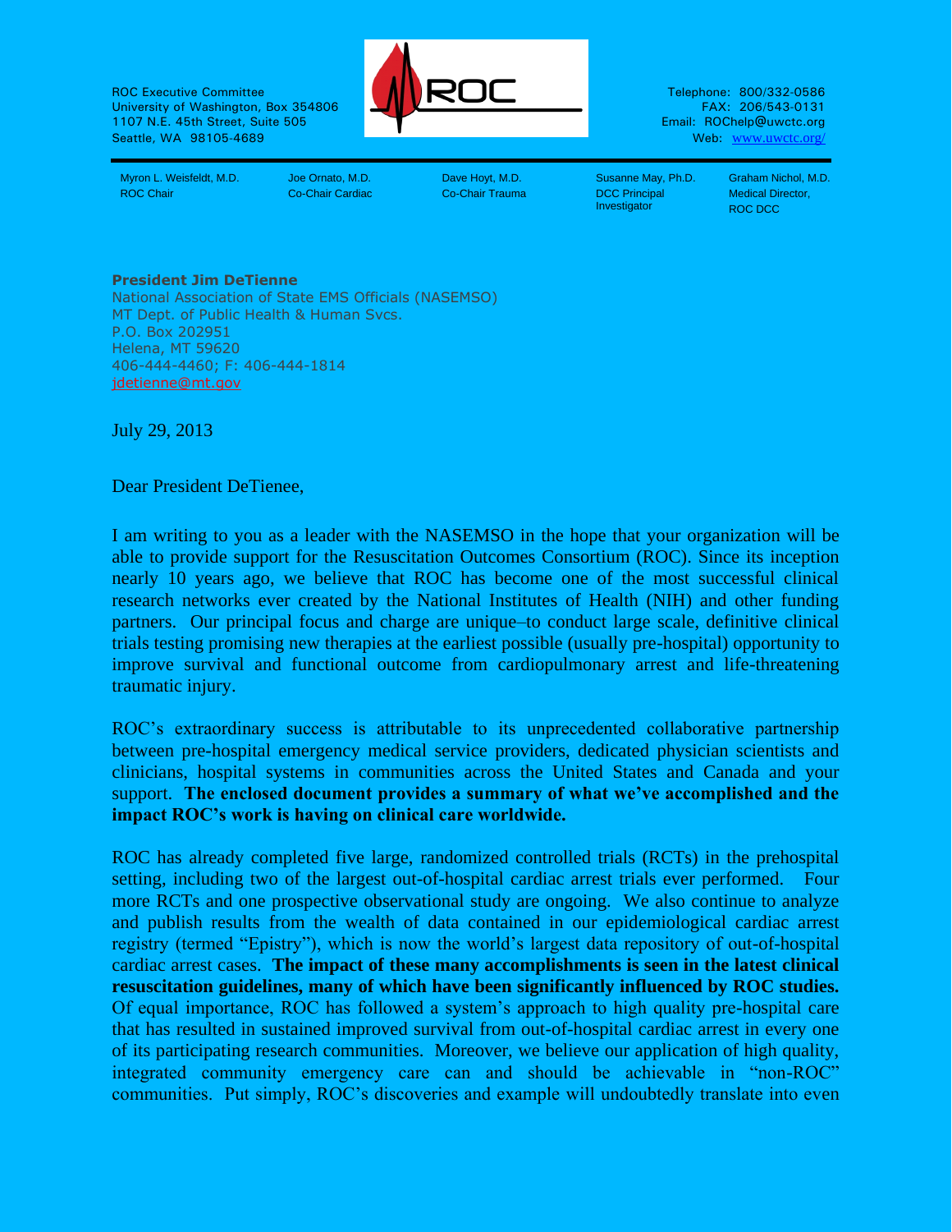ROC Executive Committee
University of Washington, Box 354806
1107 N.E. 45th Street, Suite 505
Seattle, WA 98105-4689

ROC

Telephone: 800/332-0586
FAX: 206/543-0131
Email: ROChelp@uwctc.org
Web: www.uwctc.org/

| Myron L. Weisfeldt, M.D. | Joe Ornato, M.D. | Dave Hoyt, M.D. | Susanne May, Ph.D. | Graham Nichol, M.D. |
|---|---|---|---|---|
| ROC Chair | Co-Chair Cardiac | Co-Chair Trauma | DCC Principal Investigator | Medical Director, ROC DCC |

**President Jim DeTienne**
National Association of State EMS Officials (NASEMSO)
MT Dept. of Public Health & Human Svcs.
P.O. Box 202951
Helena, MT 59620
406-444-4460; F: 406-444-1814
jdetienne@mt.gov

July 29, 2013

Dear President DeTienee,

I am writing to you as a leader with the NASEMSO in the hope that your organization will be able to provide support for the Resuscitation Outcomes Consortium (ROC). Since its inception nearly 10 years ago, we believe that ROC has become one of the most successful clinical research networks ever created by the National Institutes of Health (NIH) and other funding partners. Our principal focus and charge are unique–to conduct large scale, definitive clinical trials testing promising new therapies at the earliest possible (usually pre-hospital) opportunity to improve survival and functional outcome from cardiopulmonary arrest and life-threatening traumatic injury.

ROC's extraordinary success is attributable to its unprecedented collaborative partnership between pre-hospital emergency medical service providers, dedicated physician scientists and clinicians, hospital systems in communities across the United States and Canada and your support. **The enclosed document provides a summary of what we've accomplished and the impact ROC's work is having on clinical care worldwide.**

ROC has already completed five large, randomized controlled trials (RCTs) in the prehospital setting, including two of the largest out-of-hospital cardiac arrest trials ever performed. Four more RCTs and one prospective observational study are ongoing. We also continue to analyze and publish results from the wealth of data contained in our epidemiological cardiac arrest registry (termed "Epistry"), which is now the world's largest data repository of out-of-hospital cardiac arrest cases. **The impact of these many accomplishments is seen in the latest clinical resuscitation guidelines, many of which have been significantly influenced by ROC studies.** Of equal importance, ROC has followed a system's approach to high quality pre-hospital care that has resulted in sustained improved survival from out-of-hospital cardiac arrest in every one of its participating research communities. Moreover, we believe our application of high quality, integrated community emergency care can and should be achievable in "non-ROC" communities. Put simply, ROC's discoveries and example will undoubtedly translate into even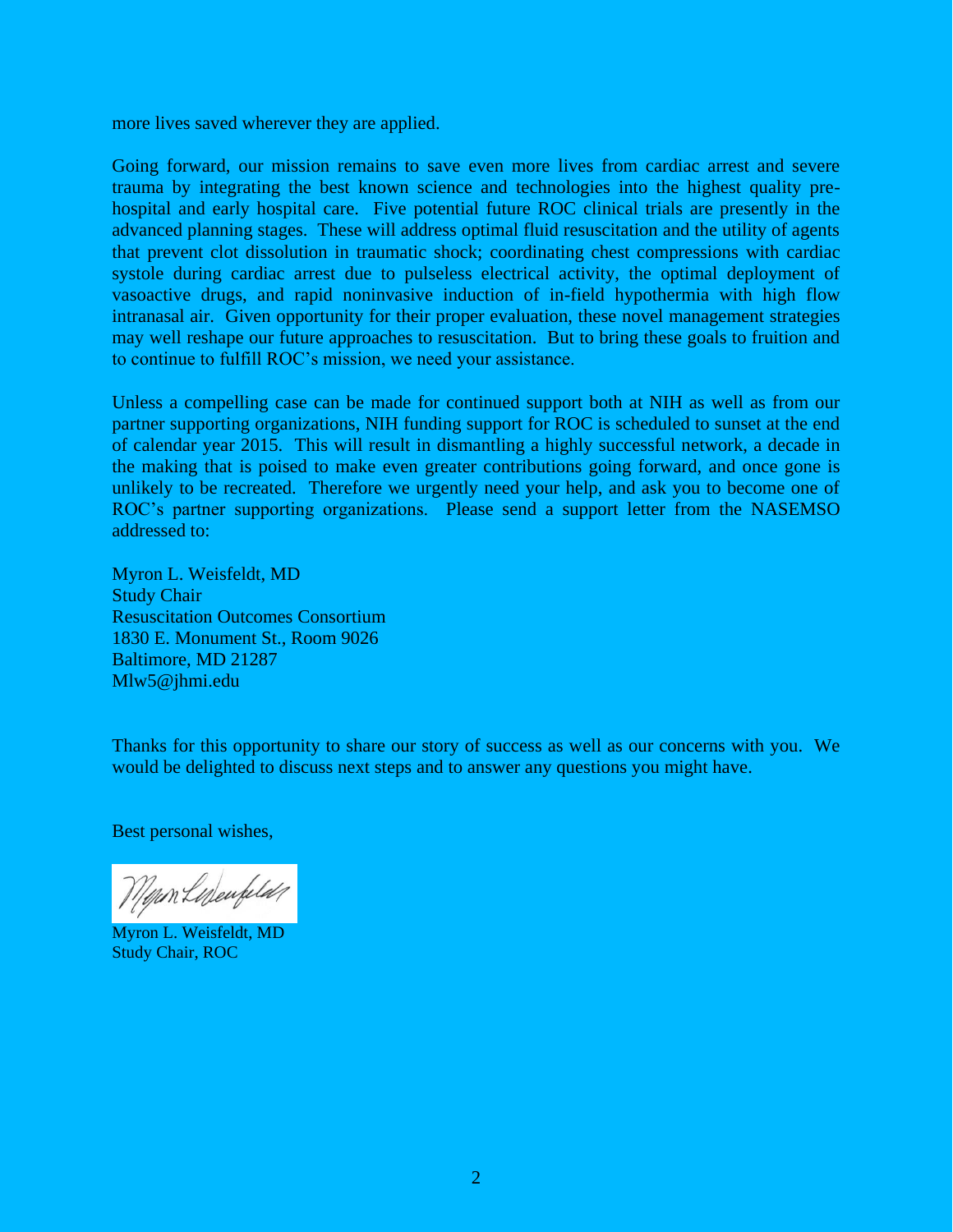more lives saved wherever they are applied.

Going forward, our mission remains to save even more lives from cardiac arrest and severe trauma by integrating the best known science and technologies into the highest quality pre-hospital and early hospital care. Five potential future ROC clinical trials are presently in the advanced planning stages. These will address optimal fluid resuscitation and the utility of agents that prevent clot dissolution in traumatic shock; coordinating chest compressions with cardiac systole during cardiac arrest due to pulseless electrical activity, the optimal deployment of vasoactive drugs, and rapid noninvasive induction of in-field hypothermia with high flow intranasal air. Given opportunity for their proper evaluation, these novel management strategies may well reshape our future approaches to resuscitation. But to bring these goals to fruition and to continue to fulfill ROC's mission, we need your assistance.

Unless a compelling case can be made for continued support both at NIH as well as from our partner supporting organizations, NIH funding support for ROC is scheduled to sunset at the end of calendar year 2015. This will result in dismantling a highly successful network, a decade in the making that is poised to make even greater contributions going forward, and once gone is unlikely to be recreated. Therefore we urgently need your help, and ask you to become one of ROC's partner supporting organizations. Please send a support letter from the NASEMSO addressed to:

Myron L. Weisfeldt, MD
Study Chair
Resuscitation Outcomes Consortium
1830 E. Monument St., Room 9026
Baltimore, MD 21287
Mlw5@jhmi.edu

Thanks for this opportunity to share our story of success as well as our concerns with you. We would be delighted to discuss next steps and to answer any questions you might have.

Best personal wishes,

Myron L. Weisfeldt, MD
Study Chair, ROC